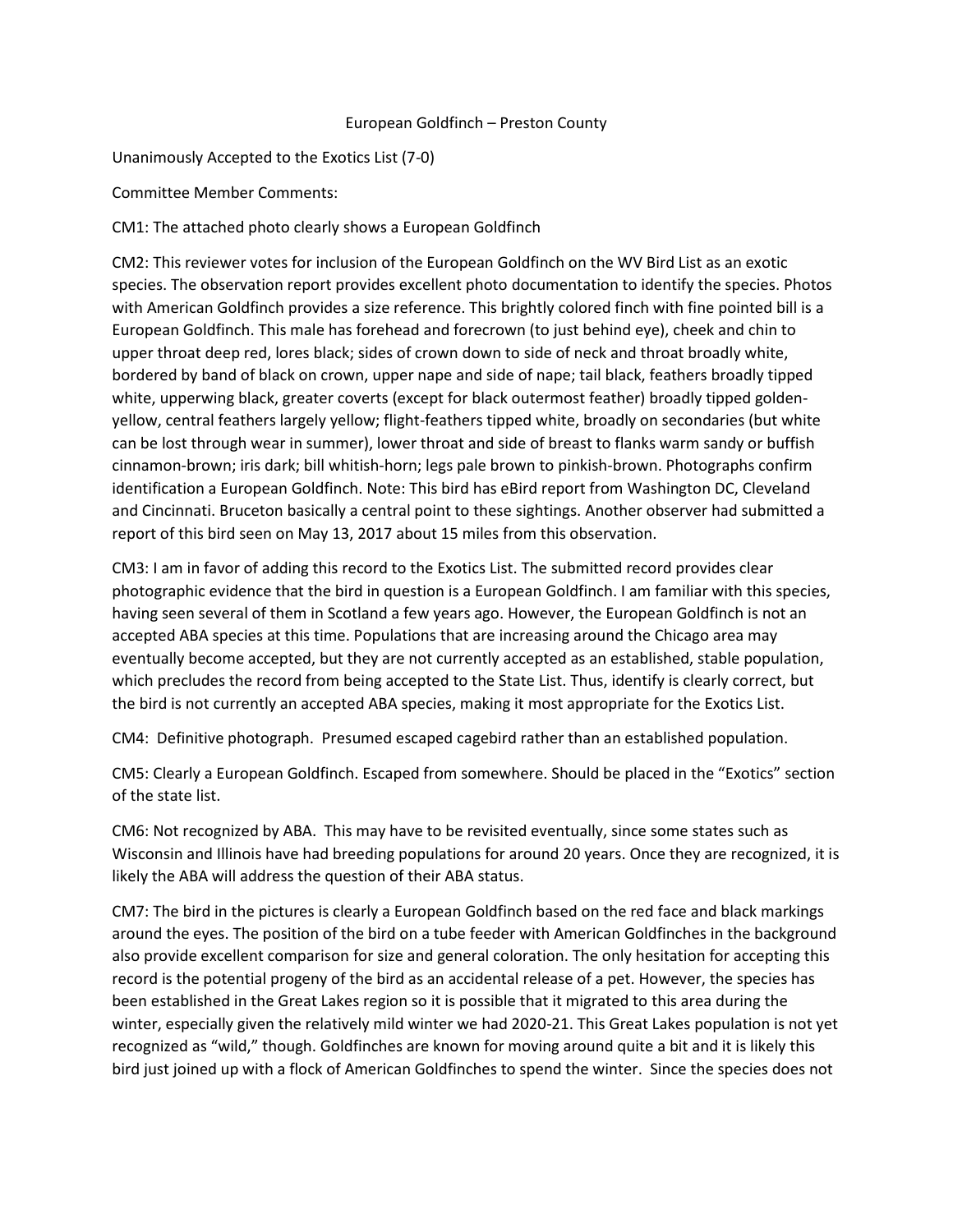European Goldfinch – Preston County

Unanimously Accepted to the Exotics List (7-0)

Committee Member Comments:

CM1: The attached photo clearly shows a European Goldfinch

CM2: This reviewer votes for inclusion of the European Goldfinch on the WV Bird List as an exotic species. The observation report provides excellent photo documentation to identify the species. Photos with American Goldfinch provides a size reference. This brightly colored finch with fine pointed bill is a European Goldfinch. This male has forehead and forecrown (to just behind eye), cheek and chin to upper throat deep red, lores black; sides of crown down to side of neck and throat broadly white, bordered by band of black on crown, upper nape and side of nape; tail black, feathers broadly tipped white, upperwing black, greater coverts (except for black outermost feather) broadly tipped golden-yellow, central feathers largely yellow; flight-feathers tipped white, broadly on secondaries (but white can be lost through wear in summer), lower throat and side of breast to flanks warm sandy or buffish cinnamon-brown; iris dark; bill whitish-horn; legs pale brown to pinkish-brown. Photographs confirm identification a European Goldfinch. Note: This bird has eBird report from Washington DC, Cleveland and Cincinnati. Bruceton basically a central point to these sightings. Another observer had submitted a report of this bird seen on May 13, 2017 about 15 miles from this observation.

CM3: I am in favor of adding this record to the Exotics List. The submitted record provides clear photographic evidence that the bird in question is a European Goldfinch. I am familiar with this species, having seen several of them in Scotland a few years ago. However, the European Goldfinch is not an accepted ABA species at this time. Populations that are increasing around the Chicago area may eventually become accepted, but they are not currently accepted as an established, stable population, which precludes the record from being accepted to the State List. Thus, identify is clearly correct, but the bird is not currently an accepted ABA species, making it most appropriate for the Exotics List.

CM4: Definitive photograph. Presumed escaped cagebird rather than an established population.

CM5: Clearly a European Goldfinch. Escaped from somewhere. Should be placed in the "Exotics" section of the state list.

CM6: Not recognized by ABA. This may have to be revisited eventually, since some states such as Wisconsin and Illinois have had breeding populations for around 20 years. Once they are recognized, it is likely the ABA will address the question of their ABA status.

CM7: The bird in the pictures is clearly a European Goldfinch based on the red face and black markings around the eyes. The position of the bird on a tube feeder with American Goldfinches in the background also provide excellent comparison for size and general coloration. The only hesitation for accepting this record is the potential progeny of the bird as an accidental release of a pet. However, the species has been established in the Great Lakes region so it is possible that it migrated to this area during the winter, especially given the relatively mild winter we had 2020-21. This Great Lakes population is not yet recognized as "wild," though. Goldfinches are known for moving around quite a bit and it is likely this bird just joined up with a flock of American Goldfinches to spend the winter. Since the species does not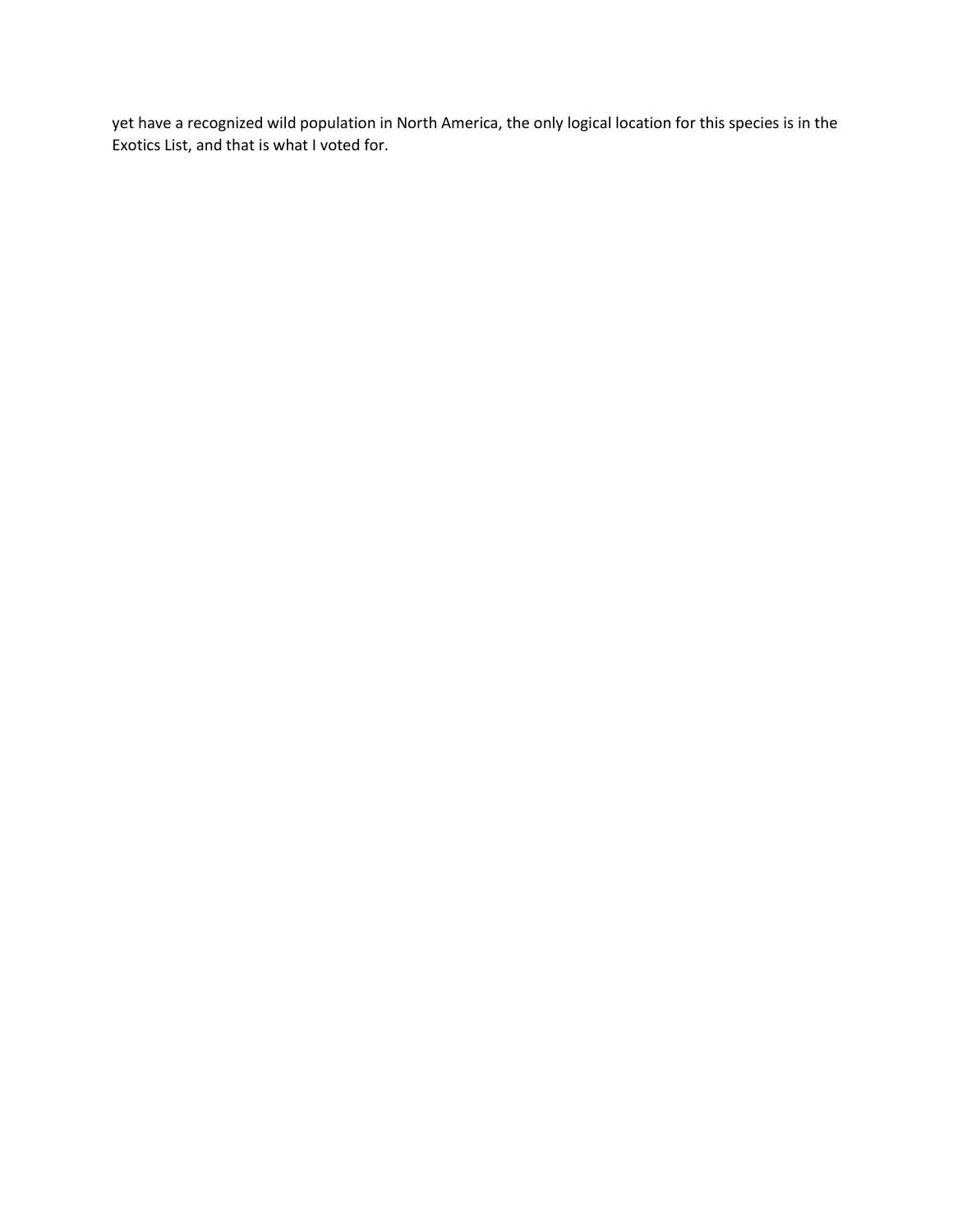yet have a recognized wild population in North America, the only logical location for this species is in the Exotics List, and that is what I voted for.